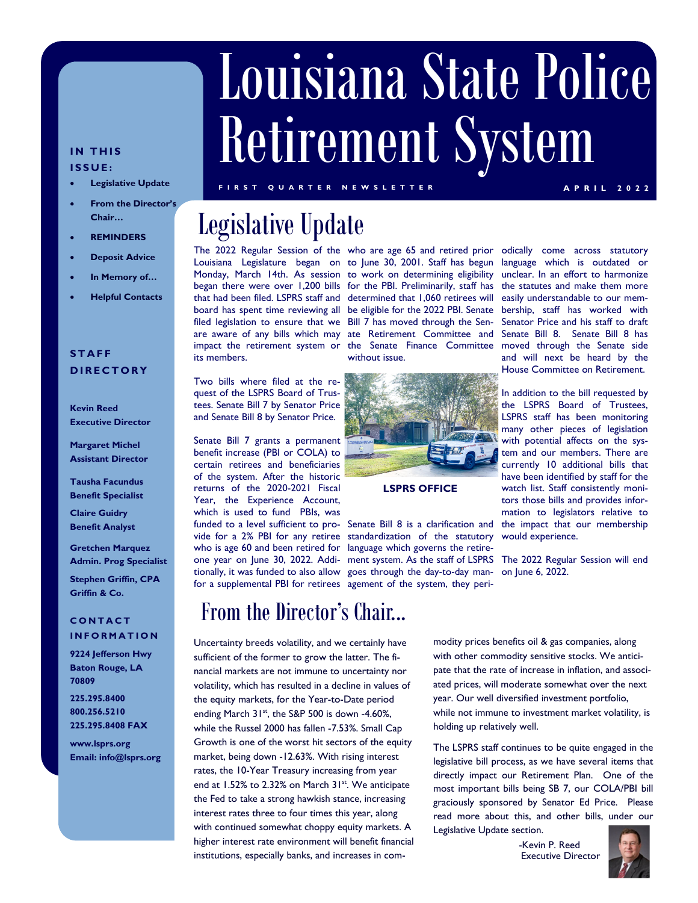# Louisiana State Police Retirement System

FIRST QUARTER NEWSLETTER — APRIL 2022

**IN THIS ISSUE:**

- **Legislative Update**
- **From the Director's Chair…**
- **REMINDERS**
- **Deposit Advice**
- **In Memory of…**
- **Helpful Contacts**

**STAFF DIRECTORY**

**Kevin Reed**
**Executive Director**

**Margaret Michel**
**Assistant Director**

**Tausha Facundus**
**Benefit Specialist**

**Claire Guidry**
**Benefit Analyst**

**Gretchen Marquez**
**Admin. Prog Specialist**

**Stephen Griffin, CPA**
**Griffin & Co.**

**CONTACT INFORMATION**

**9224 Jefferson Hwy**
**Baton Rouge, LA 70809**

**225.295.8400**
**800.256.5210**
**225.295.8408 FAX**

**www.lsprs.org**
**Email: info@lsprs.org**

## Legislative Update

The 2022 Regular Session of the Louisiana Legislature began on Monday, March 14th. As session began there were over 1,200 bills that had been filed. LSPRS staff and board has spent time reviewing all filed legislation to ensure that we are aware of any bills which may impact the retirement system or its members.

Two bills where filed at the request of the LSPRS Board of Trustees. Senate Bill 7 by Senator Price and Senate Bill 8 by Senator Price.

Senate Bill 7 grants a permanent benefit increase (PBI or COLA) to certain retirees and beneficiaries of the system. After the historic returns of the 2020-2021 Fiscal Year, the Experience Account, which is used to fund PBIs, was funded to a level sufficient to provide for a 2% PBI for any retiree who is age 60 and been retired for one year on June 30, 2022. Additionally, it was funded to also allow for a supplemental PBI for retirees who are age 65 and retired prior to June 30, 2001. Staff has begun to work on determining eligibility for the PBI. Preliminarily, staff has determined that 1,060 retirees will be eligible for the 2022 PBI. Senate Bill 7 has moved through the Senate Retirement Committee and the Senate Finance Committee without issue.

**LSPRS OFFICE**

Senate Bill 8 is a clarification and standardization of the statutory language which governs the retirement system. As the staff of LSPRS goes through the day-to-day management of the system, they periodically come across statutory language which is outdated or unclear. In an effort to harmonize the statutes and make them more easily understandable to our membership, staff has worked with Senator Price and his staff to draft Senate Bill 8. Senate Bill 8 has moved through the Senate side and will next be heard by the House Committee on Retirement.

In addition to the bill requested by the LSPRS Board of Trustees, LSPRS staff has been monitoring many other pieces of legislation with potential affects on the system and our members. There are currently 10 additional bills that have been identified by staff for the watch list. Staff consistently monitors those bills and provides information to legislators relative to the impact that our membership would experience.

The 2022 Regular Session will end on June 6, 2022.

## From the Director's Chair…

Uncertainty breeds volatility, and we certainly have sufficient of the former to grow the latter. The financial markets are not immune to uncertainty nor volatility, which has resulted in a decline in values of the equity markets, for the Year-to-Date period ending March 31st, the S&P 500 is down -4.60%, while the Russel 2000 has fallen -7.53%. Small Cap Growth is one of the worst hit sectors of the equity market, being down -12.63%. With rising interest rates, the 10-Year Treasury increasing from year end at 1.52% to 2.32% on March 31st. We anticipate the Fed to take a strong hawkish stance, increasing interest rates three to four times this year, along with continued somewhat choppy equity markets. A higher interest rate environment will benefit financial institutions, especially banks, and increases in commodity prices benefits oil & gas companies, along with other commodity sensitive stocks. We anticipate that the rate of increase in inflation, and associated prices, will moderate somewhat over the next year. Our well diversified investment portfolio, while not immune to investment market volatility, is holding up relatively well.

The LSPRS staff continues to be quite engaged in the legislative bill process, as we have several items that directly impact our Retirement Plan. One of the most important bills being SB 7, our COLA/PBI bill graciously sponsored by Senator Ed Price. Please read more about this, and other bills, under our Legislative Update section.

-Kevin P. Reed
Executive Director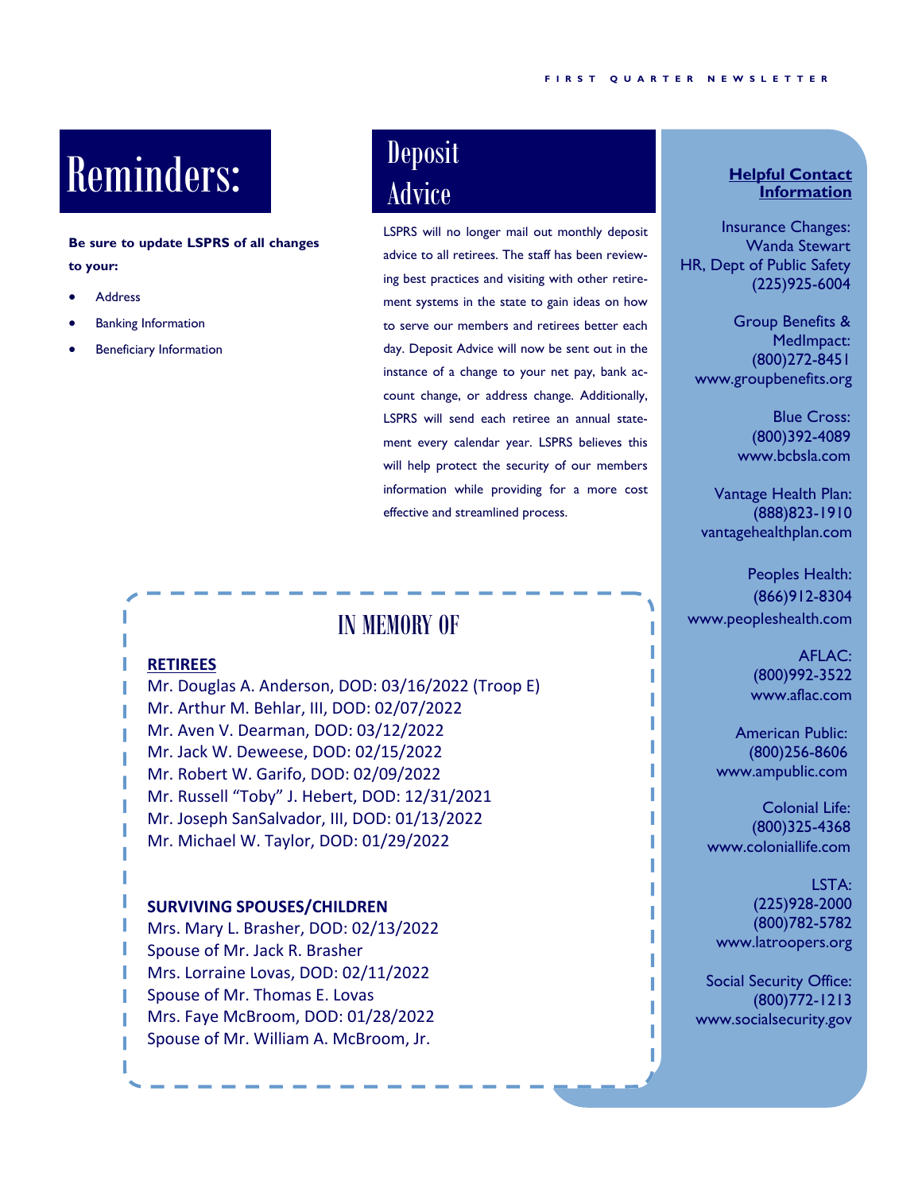# Reminders:

**Be sure to update LSPRS of all changes to your:**

- Address
- Banking Information
- Beneficiary Information

# Deposit Advice

LSPRS will no longer mail out monthly deposit advice to all retirees. The staff has been reviewing best practices and visiting with other retirement systems in the state to gain ideas on how to serve our members and retirees better each day. Deposit Advice will now be sent out in the instance of a change to your net pay, bank account change, or address change. Additionally, LSPRS will send each retiree an annual statement every calendar year. LSPRS believes this will help protect the security of our members information while providing for a more cost effective and streamlined process.

## IN MEMORY OF

**RETIREES**

Mr. Douglas A. Anderson, DOD: 03/16/2022 (Troop E)
Mr. Arthur M. Behlar, III, DOD: 02/07/2022
Mr. Aven V. Dearman, DOD: 03/12/2022
Mr. Jack W. Deweese, DOD: 02/15/2022
Mr. Robert W. Garifo, DOD: 02/09/2022
Mr. Russell "Toby" J. Hebert, DOD: 12/31/2021
Mr. Joseph SanSalvador, III, DOD: 01/13/2022
Mr. Michael W. Taylor, DOD: 01/29/2022

**SURVIVING SPOUSES/CHILDREN**

Mrs. Mary L. Brasher, DOD: 02/13/2022
Spouse of Mr. Jack R. Brasher
Mrs. Lorraine Lovas, DOD: 02/11/2022
Spouse of Mr. Thomas E. Lovas
Mrs. Faye McBroom, DOD: 01/28/2022
Spouse of Mr. William A. McBroom, Jr.

**Helpful Contact Information**

Insurance Changes:
Wanda Stewart
HR, Dept of Public Safety
(225)925-6004

Group Benefits & MedImpact:
(800)272-8451
www.groupbenefits.org

Blue Cross:
(800)392-4089
www.bcbsla.com

Vantage Health Plan:
(888)823-1910
vantagehealthplan.com

Peoples Health:
(866)912-8304
www.peopleshealth.com

AFLAC:
(800)992-3522
www.aflac.com

American Public:
(800)256-8606
www.ampublic.com

Colonial Life:
(800)325-4368
www.coloniallife.com

LSTA:
(225)928-2000
(800)782-5782
www.latroopers.org

Social Security Office:
(800)772-1213
www.socialsecurity.gov